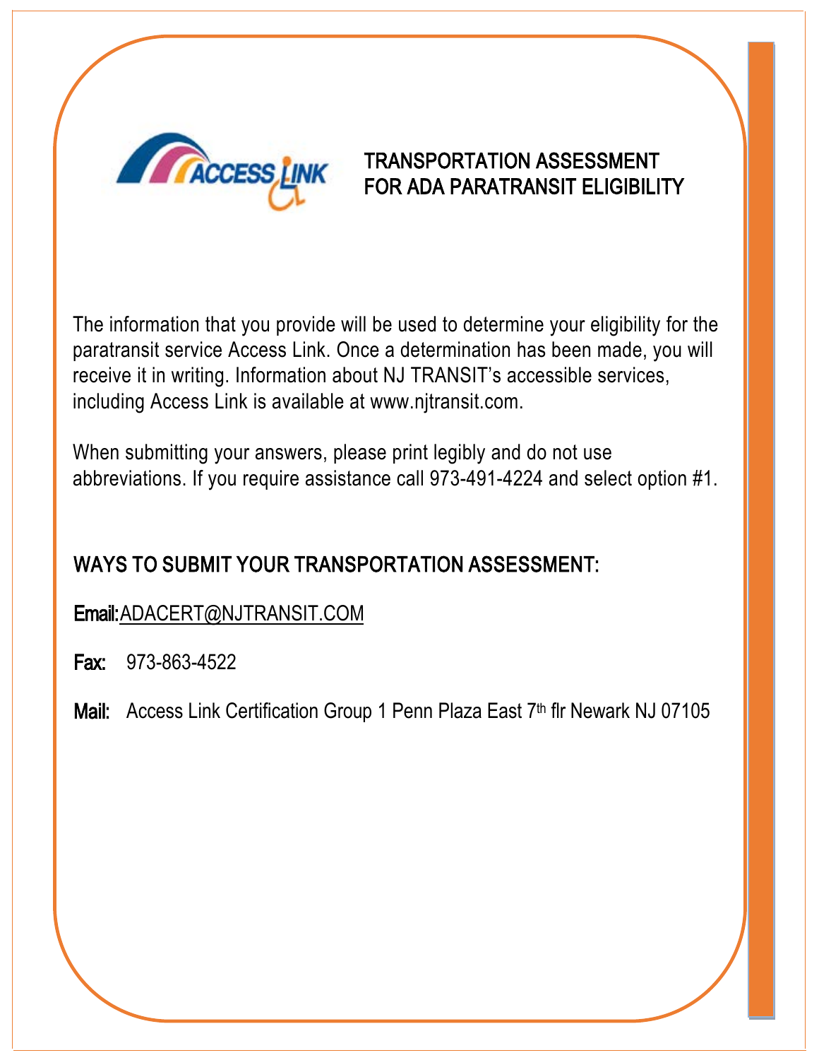# TRANSPORTATION ASSESSMENT FOR ADA PARATRANSIT ELIGIBILITY

The information that you provide will be used to determine your eligibility for the paratransit service Access Link. Once a determination has been made, you will receive it in writing. Information about NJ TRANSIT's accessible services, including Access Link is available at www.njtransit.com.

When submitting your answers, please print legibly and do not use abbreviations. If you require assistance call 973-491-4224 and select option #1.

## WAYS TO SUBMIT YOUR TRANSPORTATION ASSESSMENT:

**Email:** ADACERT@NJTRANSIT.COM

**Fax:** 973-863-4522

**Mail:** Access Link Certification Group 1 Penn Plaza East 7th flr Newark NJ 07105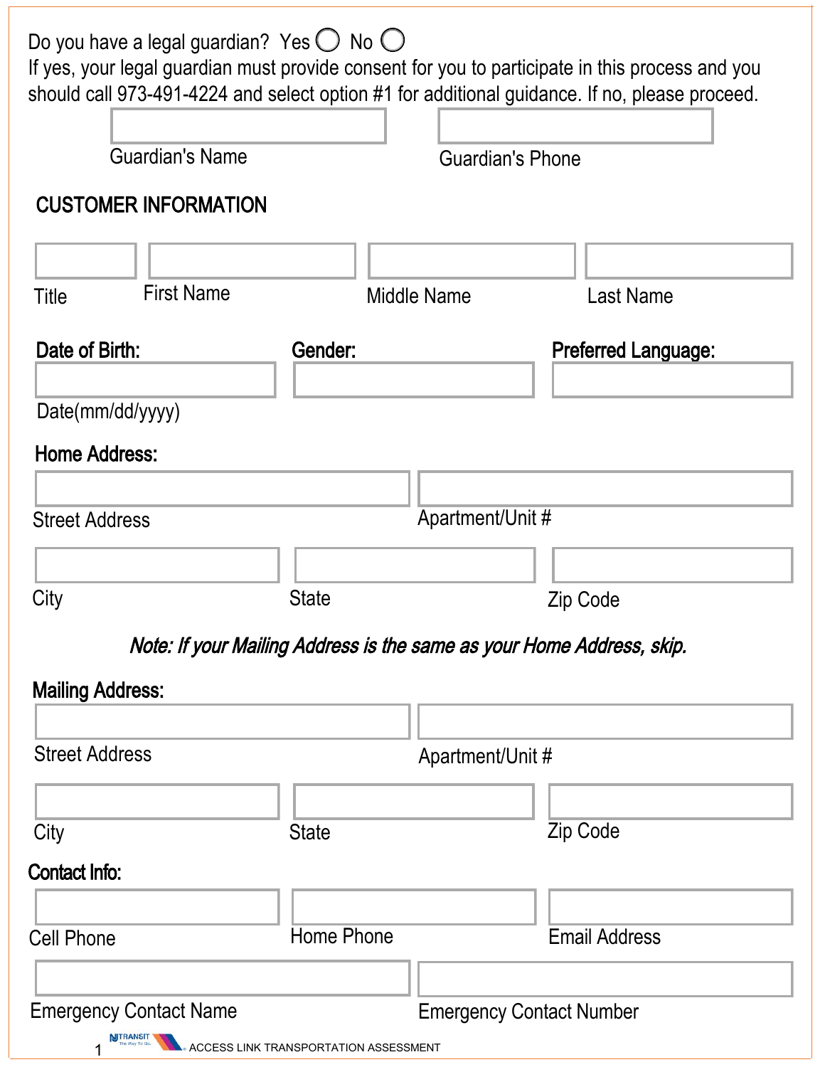Do you have a legal guardian? Yes ◯ No ◯

If yes, your legal guardian must provide consent for you to participate in this process and you should call 973-491-4224 and select option #1 for additional guidance. If no, please proceed.

Guardian's Name ____________________ Guardian's Phone ____________________

## CUSTOMER INFORMATION

Title ________ First Name ____________________ Middle Name ____________________ Last Name ____________________

**Date of Birth:** ____________________
Date(mm/dd/yyyy)

**Gender:** ____________________

**Preferred Language:** ____________________

**Home Address:**

Street Address ____________________ Apartment/Unit # ____________________

City ____________________ State ____________________ Zip Code ____________________

*Note: If your Mailing Address is the same as your Home Address, skip.*

**Mailing Address:**

Street Address ____________________ Apartment/Unit # ____________________

City ____________________ State ____________________ Zip Code ____________________

**Contact Info:**

Cell Phone ____________________ Home Phone ____________________ Email Address ____________________

Emergency Contact Name ____________________ Emergency Contact Number ____________________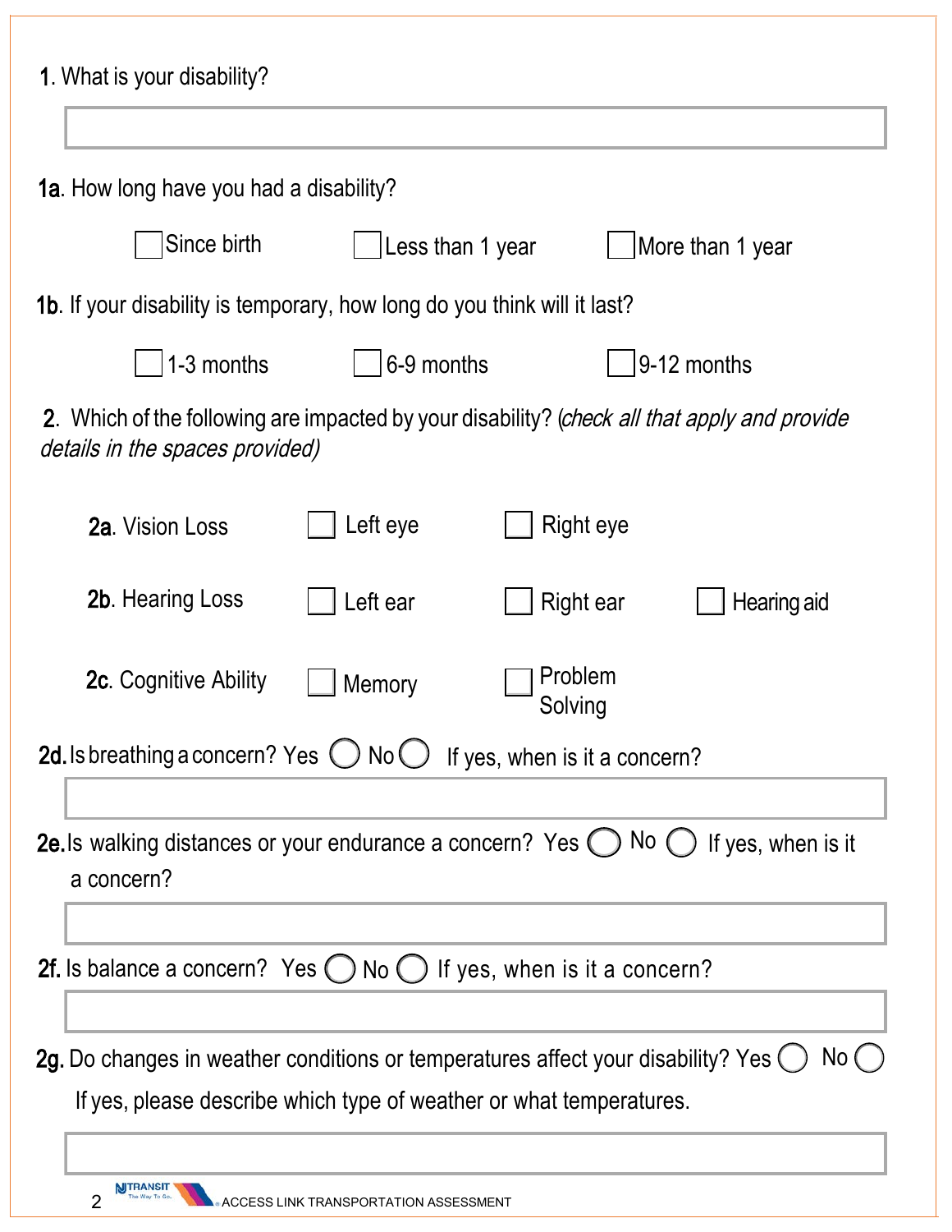**1.** What is your disability?

\_\_\_\_\_\_\_\_\_\_\_\_\_\_\_\_\_\_\_\_\_\_\_\_\_\_\_\_\_\_\_\_\_\_\_\_\_\_\_\_

**1a.** How long have you had a disability?

- ☐ Since birth
- ☐ Less than 1 year
- ☐ More than 1 year

**1b.** If your disability is temporary, how long do you think will it last?

- ☐ 1-3 months
- ☐ 6-9 months
- ☐ 9-12 months

**2.** Which of the following are impacted by your disability? (*check all that apply and provide details in the spaces provided)*

**2a.** Vision Loss ☐ Left eye ☐ Right eye

**2b.** Hearing Loss ☐ Left ear ☐ Right ear ☐ Hearing aid

**2c.** Cognitive Ability ☐ Memory ☐ Problem Solving

**2d.** Is breathing a concern? Yes ◯ No ◯ If yes, when is it a concern?

\_\_\_\_\_\_\_\_\_\_\_\_\_\_\_\_\_\_\_\_\_\_\_\_\_\_\_\_\_\_\_\_\_\_\_\_\_\_\_\_

**2e.** Is walking distances or your endurance a concern? Yes ◯ No ◯ If yes, when is it a concern?

\_\_\_\_\_\_\_\_\_\_\_\_\_\_\_\_\_\_\_\_\_\_\_\_\_\_\_\_\_\_\_\_\_\_\_\_\_\_\_\_

**2f.** Is balance a concern? Yes ◯ No ◯ If yes, when is it a concern?

\_\_\_\_\_\_\_\_\_\_\_\_\_\_\_\_\_\_\_\_\_\_\_\_\_\_\_\_\_\_\_\_\_\_\_\_\_\_\_\_

**2g.** Do changes in weather conditions or temperatures affect your disability? Yes ◯ No ◯

If yes, please describe which type of weather or what temperatures.

\_\_\_\_\_\_\_\_\_\_\_\_\_\_\_\_\_\_\_\_\_\_\_\_\_\_\_\_\_\_\_\_\_\_\_\_\_\_\_\_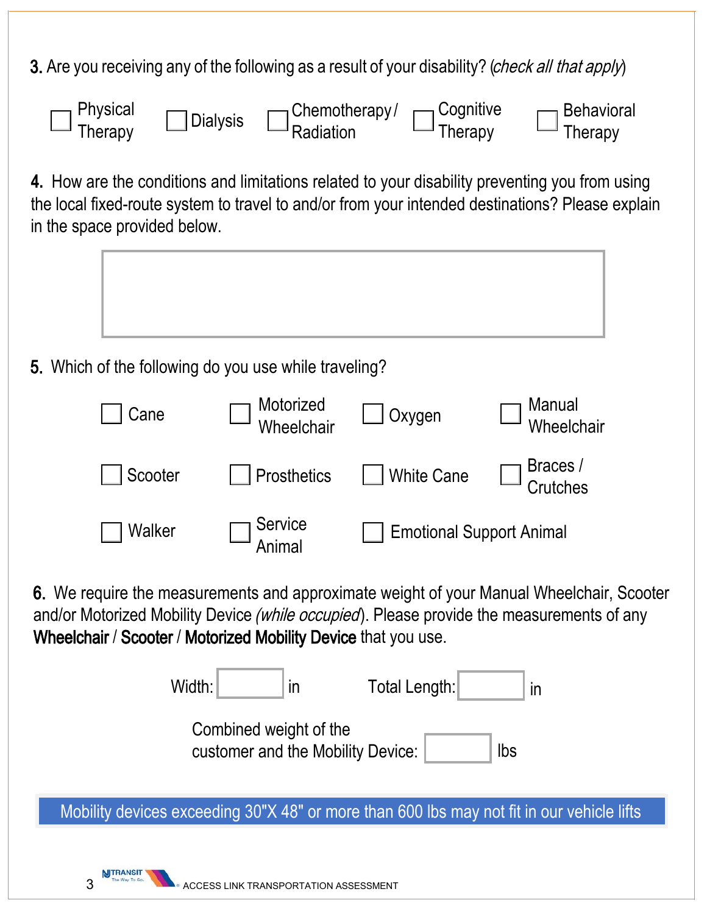**3.** Are you receiving any of the following as a result of your disability? (*check all that apply*)

- [ ] Physical Therapy
- [ ] Dialysis
- [ ] Chemotherapy / Radiation
- [ ] Cognitive Therapy
- [ ] Behavioral Therapy

**4.** How are the conditions and limitations related to your disability preventing you from using the local fixed-route system to travel to and/or from your intended destinations? Please explain in the space provided below.

&nbsp;

**5.** Which of the following do you use while traveling?

- [ ] Cane
- [ ] Motorized Wheelchair
- [ ] Oxygen
- [ ] Manual Wheelchair
- [ ] Scooter
- [ ] Prosthetics
- [ ] White Cane
- [ ] Braces / Crutches
- [ ] Walker
- [ ] Service Animal
- [ ] Emotional Support Animal

**6.** We require the measurements and approximate weight of your Manual Wheelchair, Scooter and/or Motorized Mobility Device *(while occupied*). Please provide the measurements of any **Wheelchair** / **Scooter** / **Motorized Mobility Device** that you use.

Width: ______ in Total Length: ______ in

Combined weight of the customer and the Mobility Device: ______ lbs

Mobility devices exceeding 30"X 48" or more than 600 lbs may not fit in our vehicle lifts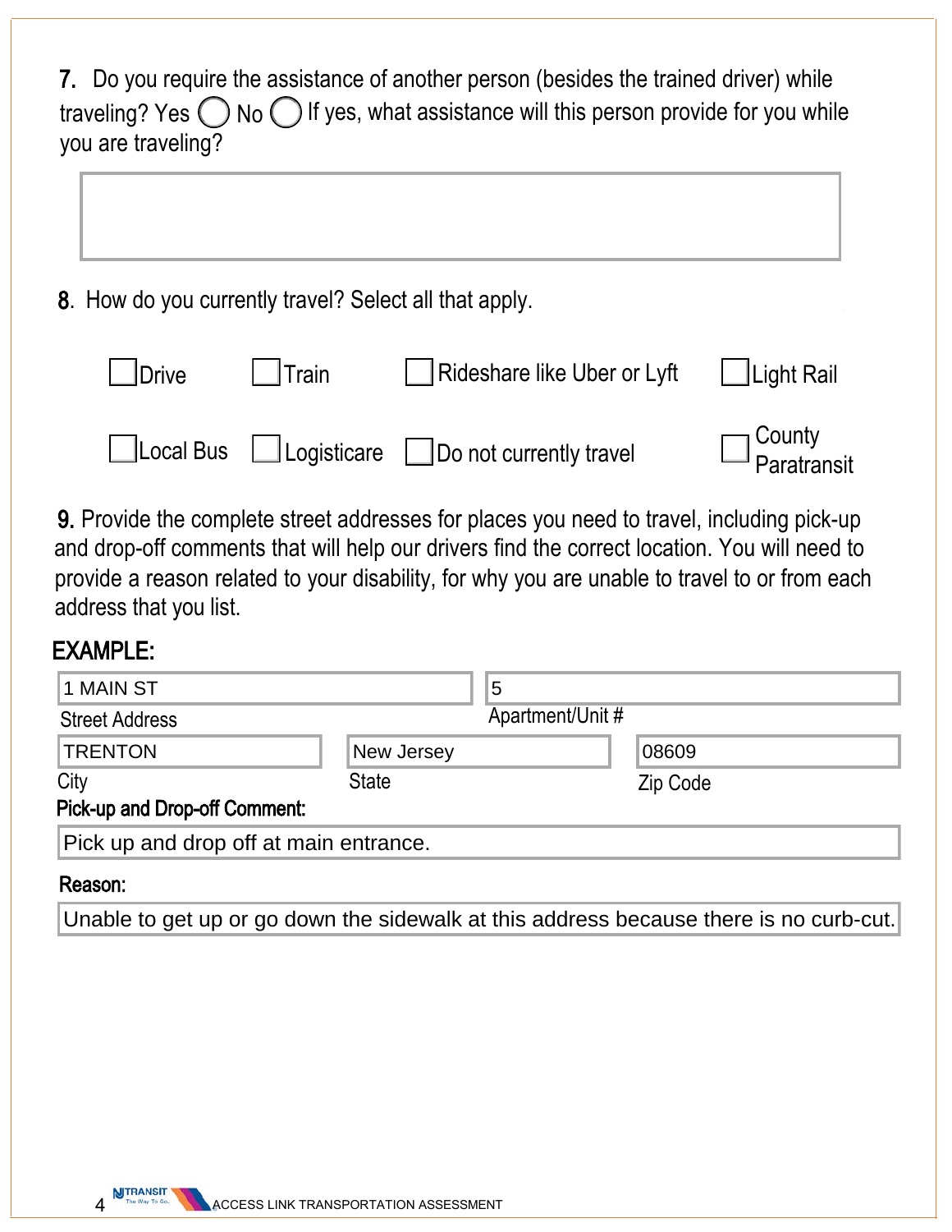7. Do you require the assistance of another person (besides the trained driver) while traveling? Yes ◯ No ◯ If yes, what assistance will this person provide for you while you are traveling?

8. How do you currently travel? Select all that apply.

- ☐ Drive
- ☐ Train
- ☐ Rideshare like Uber or Lyft
- ☐ Light Rail
- ☐ Local Bus
- ☐ Logisticare
- ☐ Do not currently travel
- ☐ County Paratransit

9. Provide the complete street addresses for places you need to travel, including pick-up and drop-off comments that will help our drivers find the correct location. You will need to provide a reason related to your disability, for why you are unable to travel to or from each address that you list.

**EXAMPLE:**

| Street Address | Apartment/Unit # |
|---|---|
| 1 MAIN ST | 5 |

| City | State | Zip Code |
|---|---|---|
| TRENTON | New Jersey | 08609 |

**Pick-up and Drop-off Comment:**

Pick up and drop off at main entrance.

**Reason:**

Unable to get up or go down the sidewalk at this address because there is no curb-cut.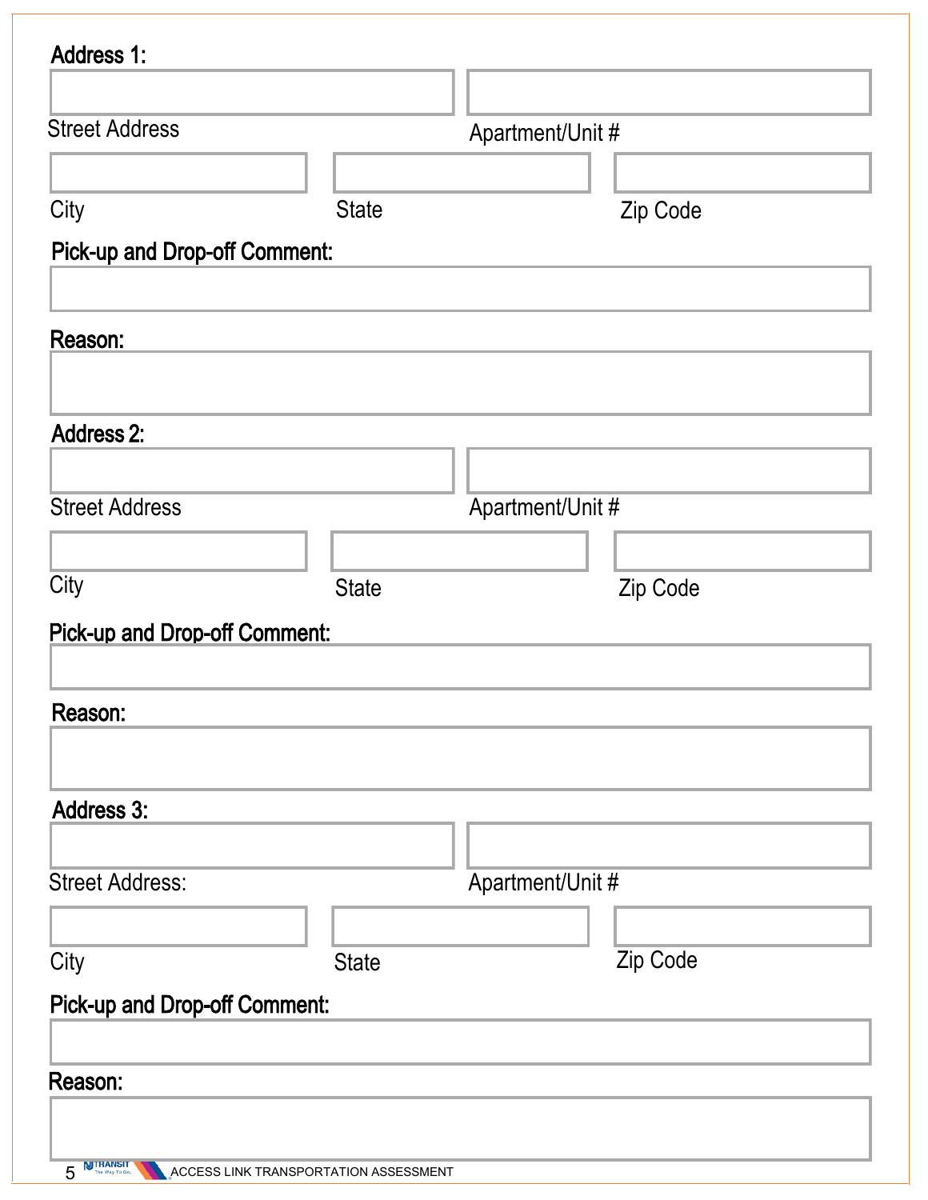**Address 1:**

Street Address

Apartment/Unit #

City

State

Zip Code

**Pick-up and Drop-off Comment:**

**Reason:**

**Address 2:**

Street Address

Apartment/Unit #

City

State

Zip Code

**Pick-up and Drop-off Comment:**

**Reason:**

**Address 3:**

Street Address:

Apartment/Unit #

City

State

Zip Code

**Pick-up and Drop-off Comment:**

**Reason:**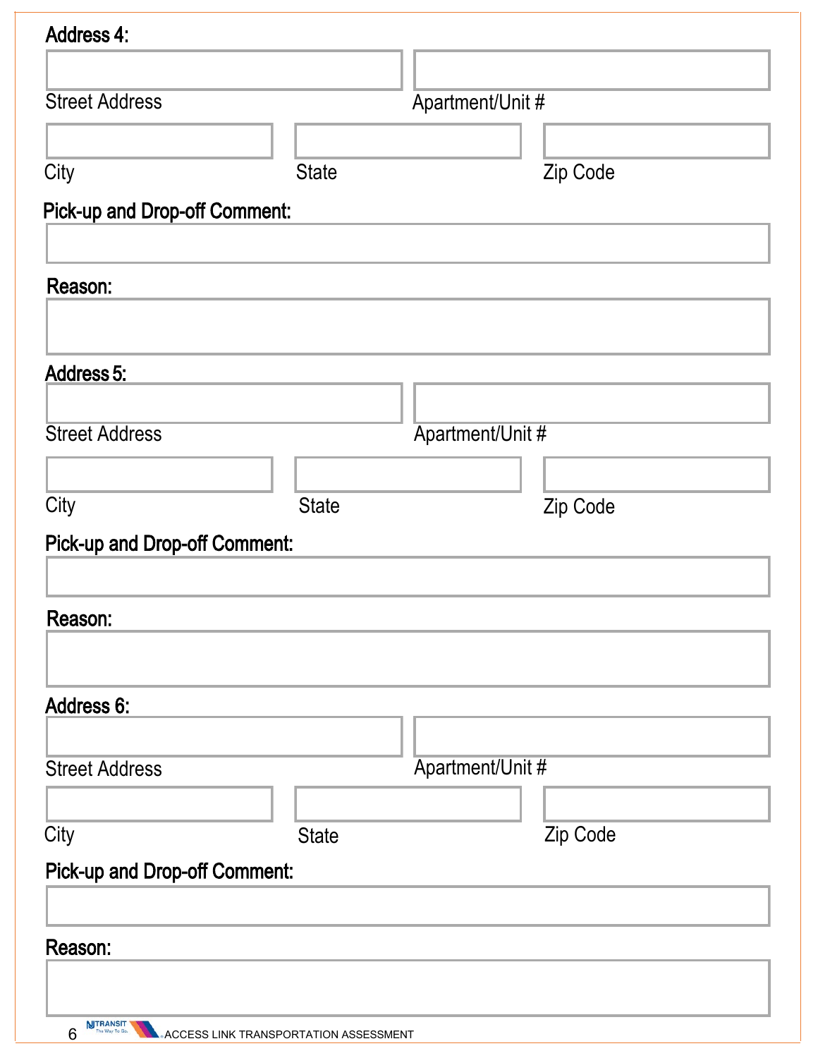**Address 4:**

Street Address

Apartment/Unit #

City

State

Zip Code

**Pick-up and Drop-off Comment:**

**Reason:**

**Address 5:**

Street Address

Apartment/Unit #

City

State

Zip Code

**Pick-up and Drop-off Comment:**

**Reason:**

**Address 6:**

Street Address

Apartment/Unit #

City

State

Zip Code

**Pick-up and Drop-off Comment:**

**Reason:**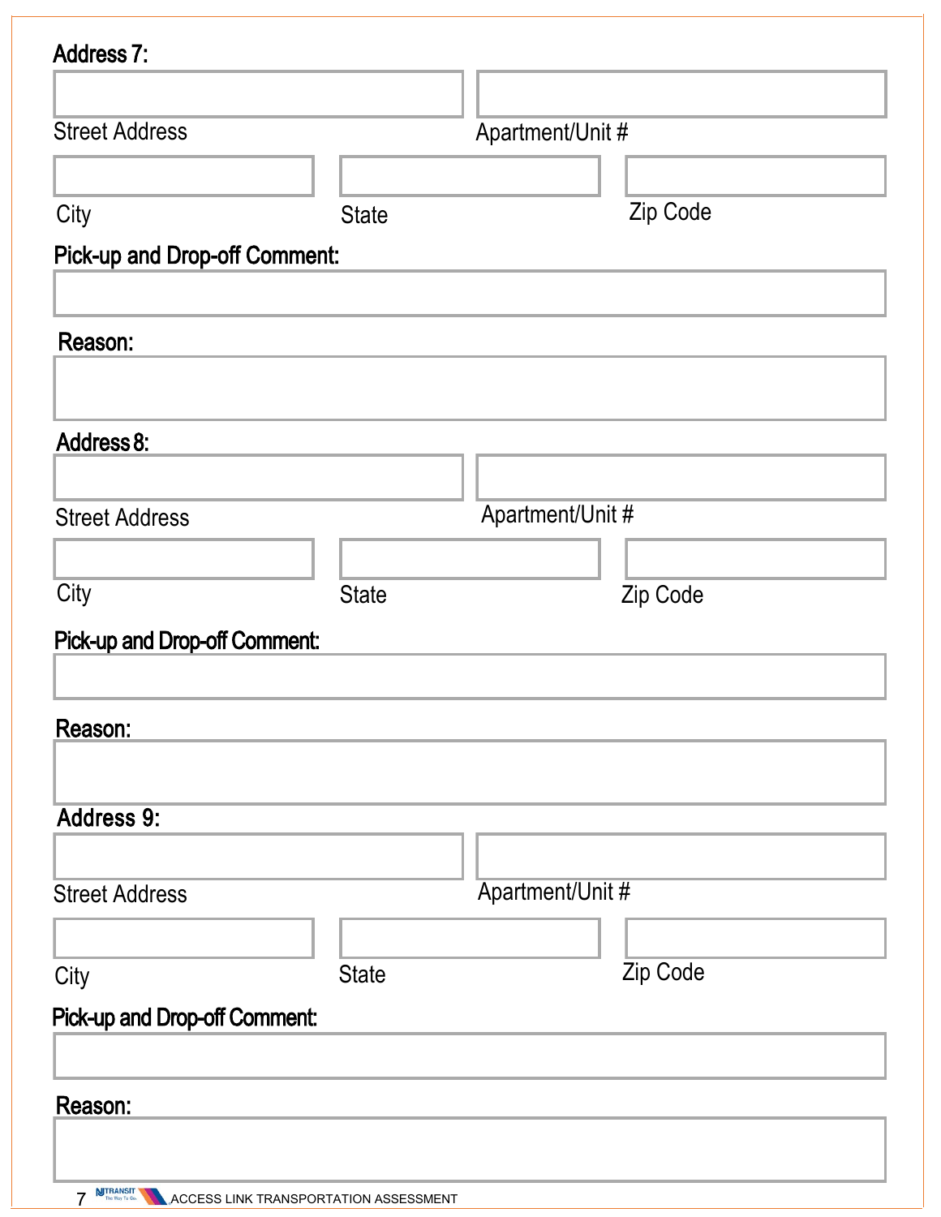**Address 7:**

Street Address

Apartment/Unit #

City

State

Zip Code

**Pick-up and Drop-off Comment:**

**Reason:**

**Address 8:**

Street Address

Apartment/Unit #

City

State

Zip Code

**Pick-up and Drop-off Comment:**

**Reason:**

**Address 9:**

Street Address

Apartment/Unit #

City

State

Zip Code

**Pick-up and Drop-off Comment:**

**Reason:**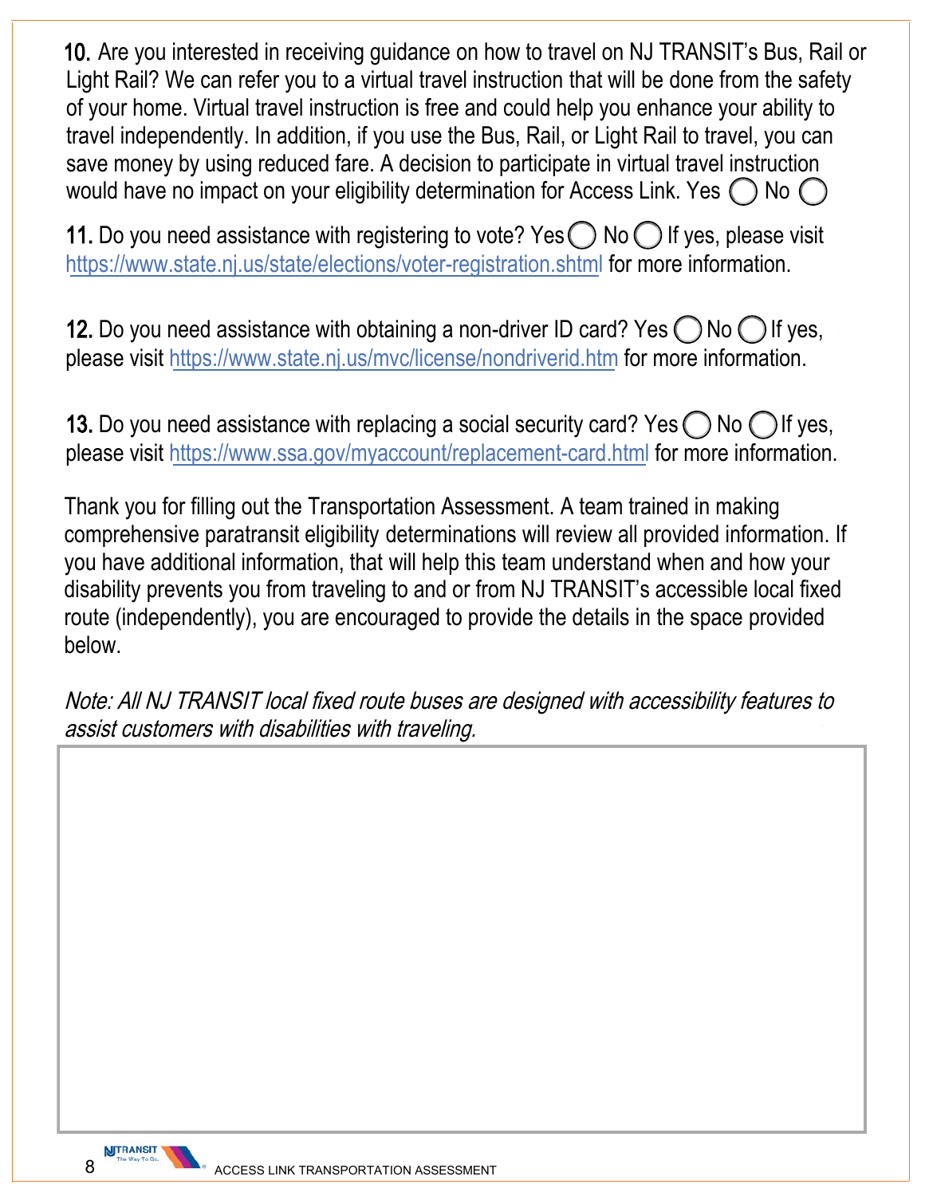10. Are you interested in receiving guidance on how to travel on NJ TRANSIT's Bus, Rail or Light Rail? We can refer you to a virtual travel instruction that will be done from the safety of your home. Virtual travel instruction is free and could help you enhance your ability to travel independently. In addition, if you use the Bus, Rail, or Light Rail to travel, you can save money by using reduced fare. A decision to participate in virtual travel instruction would have no impact on your eligibility determination for Access Link. Yes ◯ No ◯

11. Do you need assistance with registering to vote? Yes ◯ No ◯ If yes, please visit https://www.state.nj.us/state/elections/voter-registration.shtml for more information.

12. Do you need assistance with obtaining a non-driver ID card? Yes ◯ No ◯ If yes, please visit https://www.state.nj.us/mvc/license/nondriverid.htm for more information.

13. Do you need assistance with replacing a social security card? Yes ◯ No ◯ If yes, please visit https://www.ssa.gov/myaccount/replacement-card.html for more information.

Thank you for filling out the Transportation Assessment. A team trained in making comprehensive paratransit eligibility determinations will review all provided information. If you have additional information, that will help this team understand when and how your disability prevents you from traveling to and or from NJ TRANSIT's accessible local fixed route (independently), you are encouraged to provide the details in the space provided below.

*Note: All NJ TRANSIT local fixed route buses are designed with accessibility features to assist customers with disabilities with traveling.*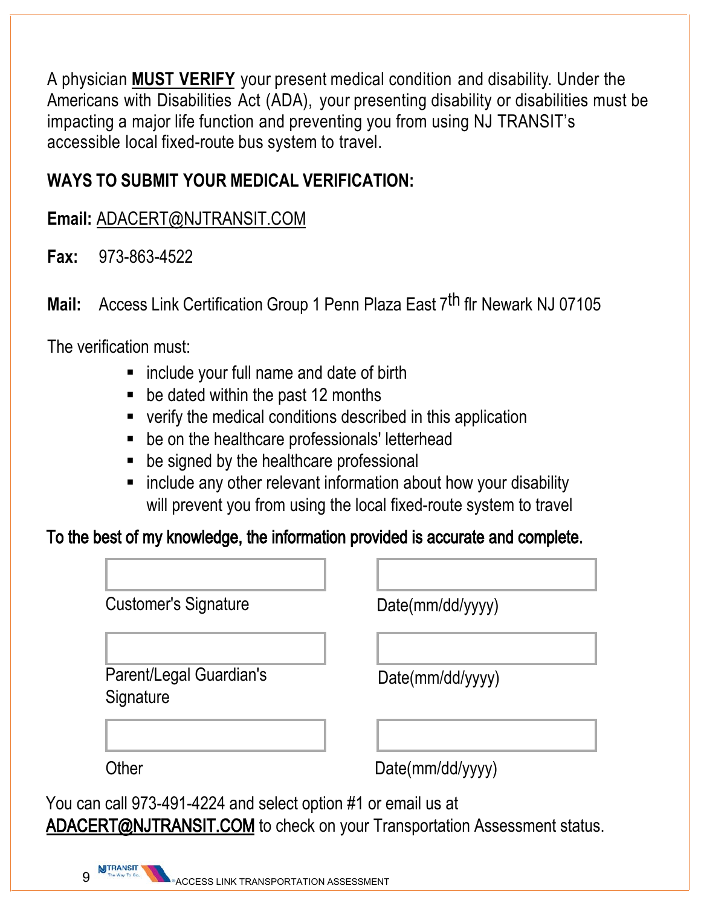A physician **MUST VERIFY** your present medical condition and disability. Under the Americans with Disabilities Act (ADA), your presenting disability or disabilities must be impacting a major life function and preventing you from using NJ TRANSIT's accessible local fixed-route bus system to travel.

**WAYS TO SUBMIT YOUR MEDICAL VERIFICATION:**

**Email:** ADACERT@NJTRANSIT.COM

**Fax:** 973-863-4522

**Mail:** Access Link Certification Group 1 Penn Plaza East 7th flr Newark NJ 07105

The verification must:

- include your full name and date of birth
- be dated within the past 12 months
- verify the medical conditions described in this application
- be on the healthcare professionals' letterhead
- be signed by the healthcare professional
- include any other relevant information about how your disability will prevent you from using the local fixed-route system to travel

To the best of my knowledge, the information provided is accurate and complete.

| | |
|---|---|
| Customer's Signature | Date(mm/dd/yyyy) |
| Parent/Legal Guardian's Signature | Date(mm/dd/yyyy) |
| Other | Date(mm/dd/yyyy) |

You can call 973-491-4224 and select option #1 or email us at ADACERT@NJTRANSIT.COM to check on your Transportation Assessment status.